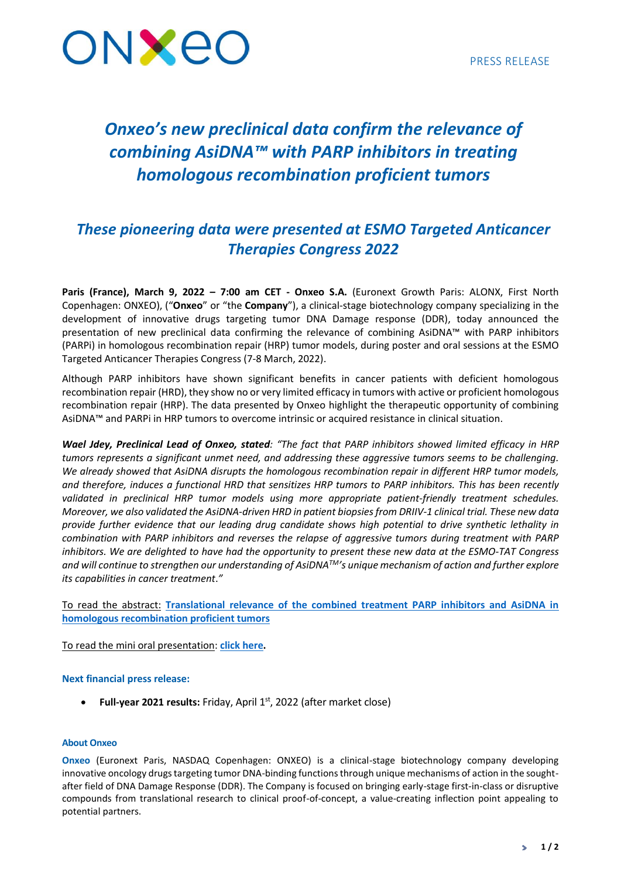ONXEO

PRESS RELEASE

# *Onxeo's new preclinical data confirm the relevance of combining AsiDNA™ with PARP inhibitors in treating homologous recombination proficient tumors*

## *These pioneering data were presented at ESMO Targeted Anticancer Therapies Congress 2022*

**Paris (France), March 9, 2022 – 7:00 am CET - Onxeo S.A.** (Euronext Growth Paris: ALONX, First North Copenhagen: ONXEO), ("**Onxeo**" or "the **Company**"), a clinical-stage biotechnology company specializing in the development of innovative drugs targeting tumor DNA Damage response (DDR), today announced the presentation of new preclinical data confirming the relevance of combining AsiDNA™ with PARP inhibitors (PARPi) in homologous recombination repair (HRP) tumor models, during poster and oral sessions at the ESMO Targeted Anticancer Therapies Congress (7-8 March, 2022).

Although PARP inhibitors have shown significant benefits in cancer patients with deficient homologous recombination repair (HRD), they show no or very limited efficacy in tumors with active or proficient homologous recombination repair (HRP). The data presented by Onxeo highlight the therapeutic opportunity of combining AsiDNA™ and PARPi in HRP tumors to overcome intrinsic or acquired resistance in clinical situation.

***Wael Jdey, Preclinical Lead of Onxeo, stated****: "The fact that PARP inhibitors showed limited efficacy in HRP tumors represents a significant unmet need, and addressing these aggressive tumors seems to be challenging. We already showed that AsiDNA disrupts the homologous recombination repair in different HRP tumor models, and therefore, induces a functional HRD that sensitizes HRP tumors to PARP inhibitors. This has been recently validated in preclinical HRP tumor models using more appropriate patient-friendly treatment schedules. Moreover, we also validated the AsiDNA-driven HRD in patient biopsies from DRIIV-1 clinical trial. These new data provide further evidence that our leading drug candidate shows high potential to drive synthetic lethality in combination with PARP inhibitors and reverses the relapse of aggressive tumors during treatment with PARP inhibitors. We are delighted to have had the opportunity to present these new data at the ESMO-TAT Congress and will continue to strengthen our understanding of AsiDNA™'s unique mechanism of action and further explore its capabilities in cancer treatment."*

To read the abstract: **Translational relevance of the combined treatment PARP inhibitors and AsiDNA in homologous recombination proficient tumors**

To read the mini oral presentation: **click here.**

**Next financial press release:**

- **Full-year 2021 results:** Friday, April 1st, 2022 (after market close)

**About Onxeo**

**Onxeo** (Euronext Paris, NASDAQ Copenhagen: ONXEO) is a clinical-stage biotechnology company developing innovative oncology drugs targeting tumor DNA-binding functions through unique mechanisms of action in the sought-after field of DNA Damage Response (DDR). The Company is focused on bringing early-stage first-in-class or disruptive compounds from translational research to clinical proof-of-concept, a value-creating inflection point appealing to potential partners.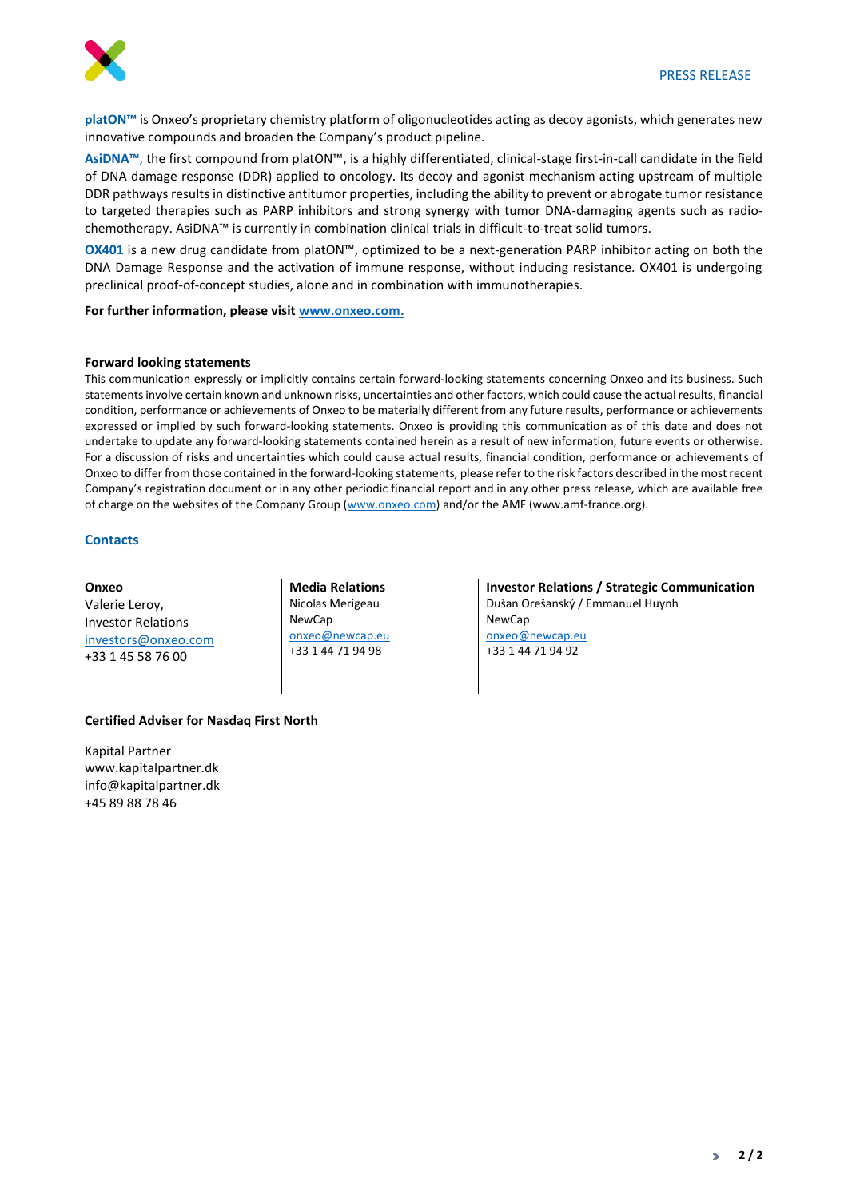**platON™** is Onxeo's proprietary chemistry platform of oligonucleotides acting as decoy agonists, which generates new innovative compounds and broaden the Company's product pipeline.

**AsiDNA™**, the first compound from platON™, is a highly differentiated, clinical-stage first-in-call candidate in the field of DNA damage response (DDR) applied to oncology. Its decoy and agonist mechanism acting upstream of multiple DDR pathways results in distinctive antitumor properties, including the ability to prevent or abrogate tumor resistance to targeted therapies such as PARP inhibitors and strong synergy with tumor DNA-damaging agents such as radio-chemotherapy. AsiDNA™ is currently in combination clinical trials in difficult-to-treat solid tumors.

**OX401** is a new drug candidate from platON™, optimized to be a next-generation PARP inhibitor acting on both the DNA Damage Response and the activation of immune response, without inducing resistance. OX401 is undergoing preclinical proof-of-concept studies, alone and in combination with immunotherapies.

**For further information, please visit [www.onxeo.com.](www.onxeo.com)**

**Forward looking statements**

This communication expressly or implicitly contains certain forward-looking statements concerning Onxeo and its business. Such statements involve certain known and unknown risks, uncertainties and other factors, which could cause the actual results, financial condition, performance or achievements of Onxeo to be materially different from any future results, performance or achievements expressed or implied by such forward-looking statements. Onxeo is providing this communication as of this date and does not undertake to update any forward-looking statements contained herein as a result of new information, future events or otherwise. For a discussion of risks and uncertainties which could cause actual results, financial condition, performance or achievements of Onxeo to differ from those contained in the forward-looking statements, please refer to the risk factors described in the most recent Company's registration document or in any other periodic financial report and in any other press release, which are available free of charge on the websites of the Company Group (www.onxeo.com) and/or the AMF (www.amf-france.org).

## Contacts

**Onxeo**
Valerie Leroy,
Investor Relations
investors@onxeo.com
+33 1 45 58 76 00

**Media Relations**
Nicolas Merigeau
NewCap
onxeo@newcap.eu
+33 1 44 71 94 98

**Investor Relations / Strategic Communication**
Dušan Orešanský / Emmanuel Huynh
NewCap
onxeo@newcap.eu
+33 1 44 71 94 92

**Certified Adviser for Nasdaq First North**

Kapital Partner
www.kapitalpartner.dk
info@kapitalpartner.dk
+45 89 88 78 46